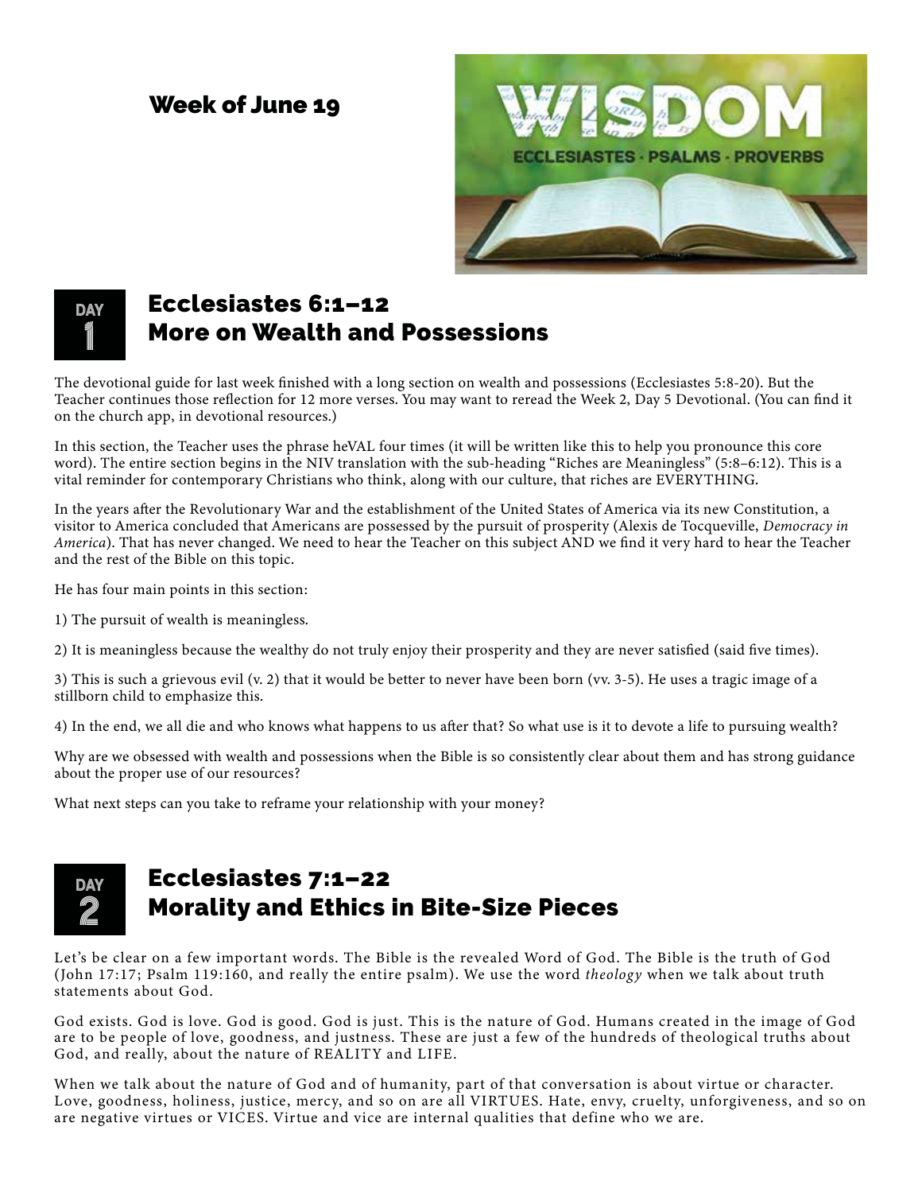# Week of June 19

## DAY 1

## Ecclesiastes 6:1–12
## More on Wealth and Possessions

The devotional guide for last week finished with a long section on wealth and possessions (Ecclesiastes 5:8-20). But the Teacher continues those reflection for 12 more verses. You may want to reread the Week 2, Day 5 Devotional. (You can find it on the church app, in devotional resources.)

In this section, the Teacher uses the phrase heVAL four times (it will be written like this to help you pronounce this core word). The entire section begins in the NIV translation with the sub-heading "Riches are Meaningless" (5:8–6:12). This is a vital reminder for contemporary Christians who think, along with our culture, that riches are EVERYTHING.

In the years after the Revolutionary War and the establishment of the United States of America via its new Constitution, a visitor to America concluded that Americans are possessed by the pursuit of prosperity (Alexis de Tocqueville, *Democracy in America*). That has never changed. We need to hear the Teacher on this subject AND we find it very hard to hear the Teacher and the rest of the Bible on this topic.

He has four main points in this section:

1) The pursuit of wealth is meaningless.

2) It is meaningless because the wealthy do not truly enjoy their prosperity and they are never satisfied (said five times).

3) This is such a grievous evil (v. 2) that it would be better to never have been born (vv. 3-5). He uses a tragic image of a stillborn child to emphasize this.

4) In the end, we all die and who knows what happens to us after that? So what use is it to devote a life to pursuing wealth?

Why are we obsessed with wealth and possessions when the Bible is so consistently clear about them and has strong guidance about the proper use of our resources?

What next steps can you take to reframe your relationship with your money?

## DAY 2

## Ecclesiastes 7:1–22
## Morality and Ethics in Bite-Size Pieces

Let's be clear on a few important words. The Bible is the revealed Word of God. The Bible is the truth of God (John 17:17; Psalm 119:160, and really the entire psalm). We use the word *theology* when we talk about truth statements about God.

God exists. God is love. God is good. God is just. This is the nature of God. Humans created in the image of God are to be people of love, goodness, and justness. These are just a few of the hundreds of theological truths about God, and really, about the nature of REALITY and LIFE.

When we talk about the nature of God and of humanity, part of that conversation is about virtue or character. Love, goodness, holiness, justice, mercy, and so on are all VIRTUES. Hate, envy, cruelty, unforgiveness, and so on are negative virtues or VICES. Virtue and vice are internal qualities that define who we are.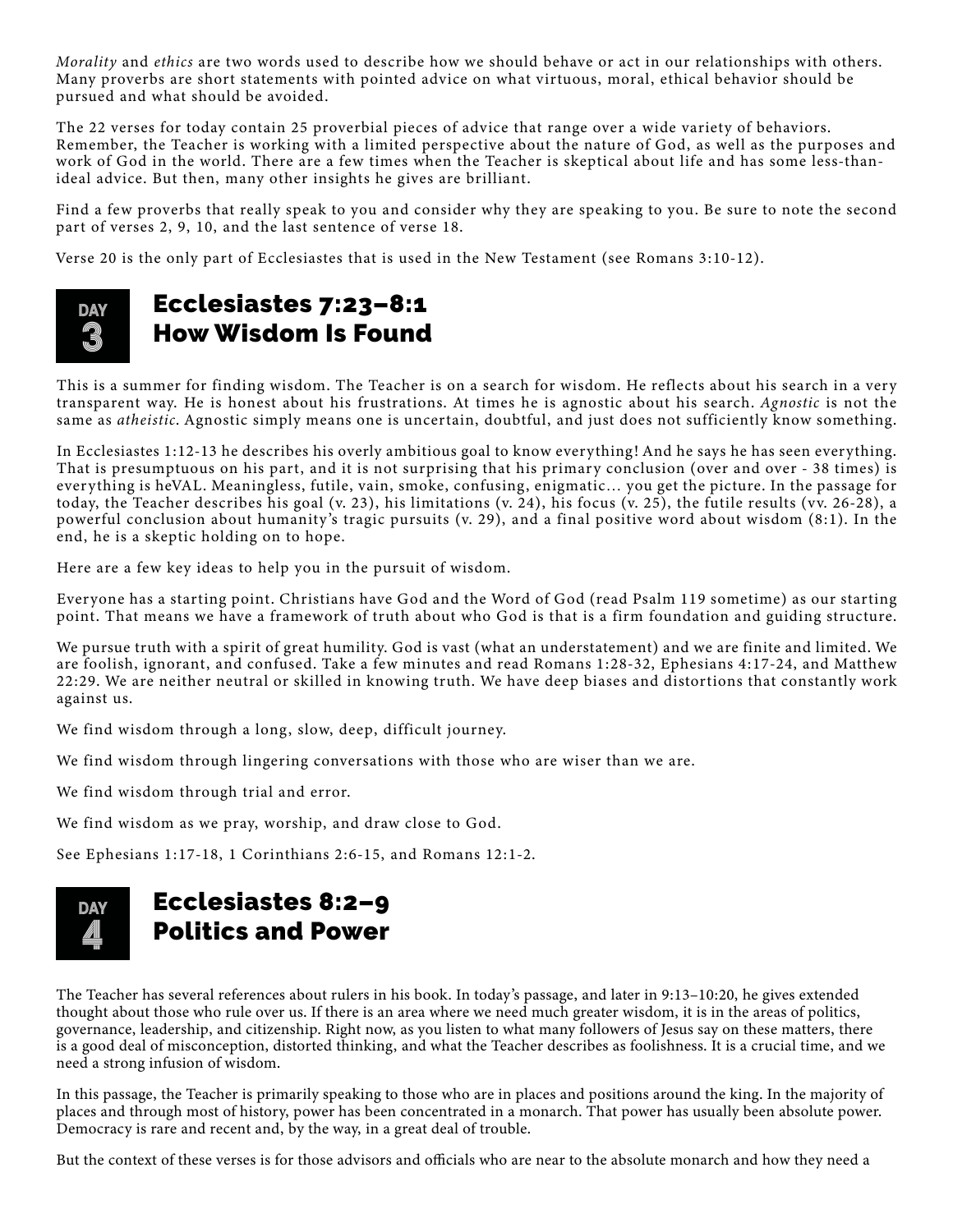*Morality* and *ethics* are two words used to describe how we should behave or act in our relationships with others. Many proverbs are short statements with pointed advice on what virtuous, moral, ethical behavior should be pursued and what should be avoided.

The 22 verses for today contain 25 proverbial pieces of advice that range over a wide variety of behaviors. Remember, the Teacher is working with a limited perspective about the nature of God, as well as the purposes and work of God in the world. There are a few times when the Teacher is skeptical about life and has some less-than-ideal advice. But then, many other insights he gives are brilliant.

Find a few proverbs that really speak to you and consider why they are speaking to you. Be sure to note the second part of verses 2, 9, 10, and the last sentence of verse 18.

Verse 20 is the only part of Ecclesiastes that is used in the New Testament (see Romans 3:10-12).

## DAY 3 — Ecclesiastes 7:23–8:1 How Wisdom Is Found

This is a summer for finding wisdom. The Teacher is on a search for wisdom. He reflects about his search in a very transparent way. He is honest about his frustrations. At times he is agnostic about his search. *Agnostic* is not the same as *atheistic*. Agnostic simply means one is uncertain, doubtful, and just does not sufficiently know something.

In Ecclesiastes 1:12-13 he describes his overly ambitious goal to know everything! And he says he has seen everything. That is presumptuous on his part, and it is not surprising that his primary conclusion (over and over - 38 times) is everything is heVAL. Meaningless, futile, vain, smoke, confusing, enigmatic… you get the picture. In the passage for today, the Teacher describes his goal (v. 23), his limitations (v. 24), his focus (v. 25), the futile results (vv. 26-28), a powerful conclusion about humanity's tragic pursuits (v. 29), and a final positive word about wisdom (8:1). In the end, he is a skeptic holding on to hope.

Here are a few key ideas to help you in the pursuit of wisdom.

Everyone has a starting point. Christians have God and the Word of God (read Psalm 119 sometime) as our starting point. That means we have a framework of truth about who God is that is a firm foundation and guiding structure.

We pursue truth with a spirit of great humility. God is vast (what an understatement) and we are finite and limited. We are foolish, ignorant, and confused. Take a few minutes and read Romans 1:28-32, Ephesians 4:17-24, and Matthew 22:29. We are neither neutral or skilled in knowing truth. We have deep biases and distortions that constantly work against us.

We find wisdom through a long, slow, deep, difficult journey.

We find wisdom through lingering conversations with those who are wiser than we are.

We find wisdom through trial and error.

We find wisdom as we pray, worship, and draw close to God.

See Ephesians 1:17-18, 1 Corinthians 2:6-15, and Romans 12:1-2.

## DAY 4 — Ecclesiastes 8:2–9 Politics and Power

The Teacher has several references about rulers in his book. In today's passage, and later in 9:13–10:20, he gives extended thought about those who rule over us. If there is an area where we need much greater wisdom, it is in the areas of politics, governance, leadership, and citizenship. Right now, as you listen to what many followers of Jesus say on these matters, there is a good deal of misconception, distorted thinking, and what the Teacher describes as foolishness. It is a crucial time, and we need a strong infusion of wisdom.

In this passage, the Teacher is primarily speaking to those who are in places and positions around the king. In the majority of places and through most of history, power has been concentrated in a monarch. That power has usually been absolute power. Democracy is rare and recent and, by the way, in a great deal of trouble.

But the context of these verses is for those advisors and officials who are near to the absolute monarch and how they need a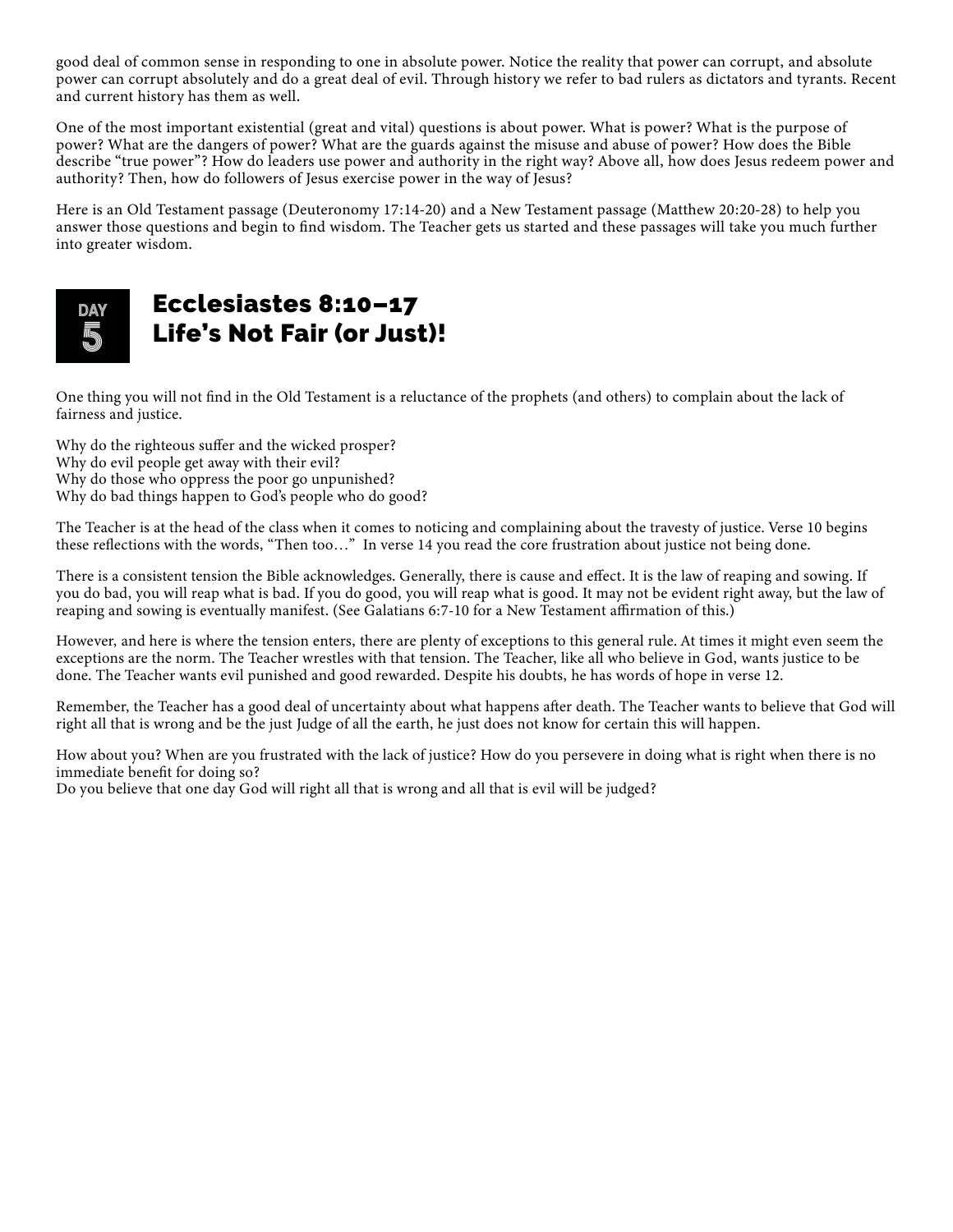good deal of common sense in responding to one in absolute power. Notice the reality that power can corrupt, and absolute power can corrupt absolutely and do a great deal of evil. Through history we refer to bad rulers as dictators and tyrants. Recent and current history has them as well.

One of the most important existential (great and vital) questions is about power. What is power? What is the purpose of power? What are the dangers of power? What are the guards against the misuse and abuse of power? How does the Bible describe "true power"? How do leaders use power and authority in the right way? Above all, how does Jesus redeem power and authority? Then, how do followers of Jesus exercise power in the way of Jesus?

Here is an Old Testament passage (Deuteronomy 17:14-20) and a New Testament passage (Matthew 20:20-28) to help you answer those questions and begin to find wisdom. The Teacher gets us started and these passages will take you much further into greater wisdom.

## DAY 5 Ecclesiastes 8:10–17 Life's Not Fair (or Just)!

One thing you will not find in the Old Testament is a reluctance of the prophets (and others) to complain about the lack of fairness and justice.

Why do the righteous suffer and the wicked prosper?
Why do evil people get away with their evil?
Why do those who oppress the poor go unpunished?
Why do bad things happen to God's people who do good?

The Teacher is at the head of the class when it comes to noticing and complaining about the travesty of justice. Verse 10 begins these reflections with the words, "Then too…" In verse 14 you read the core frustration about justice not being done.

There is a consistent tension the Bible acknowledges. Generally, there is cause and effect. It is the law of reaping and sowing. If you do bad, you will reap what is bad. If you do good, you will reap what is good. It may not be evident right away, but the law of reaping and sowing is eventually manifest. (See Galatians 6:7-10 for a New Testament affirmation of this.)

However, and here is where the tension enters, there are plenty of exceptions to this general rule. At times it might even seem the exceptions are the norm. The Teacher wrestles with that tension. The Teacher, like all who believe in God, wants justice to be done. The Teacher wants evil punished and good rewarded. Despite his doubts, he has words of hope in verse 12.

Remember, the Teacher has a good deal of uncertainty about what happens after death. The Teacher wants to believe that God will right all that is wrong and be the just Judge of all the earth, he just does not know for certain this will happen.

How about you? When are you frustrated with the lack of justice? How do you persevere in doing what is right when there is no immediate benefit for doing so?
Do you believe that one day God will right all that is wrong and all that is evil will be judged?